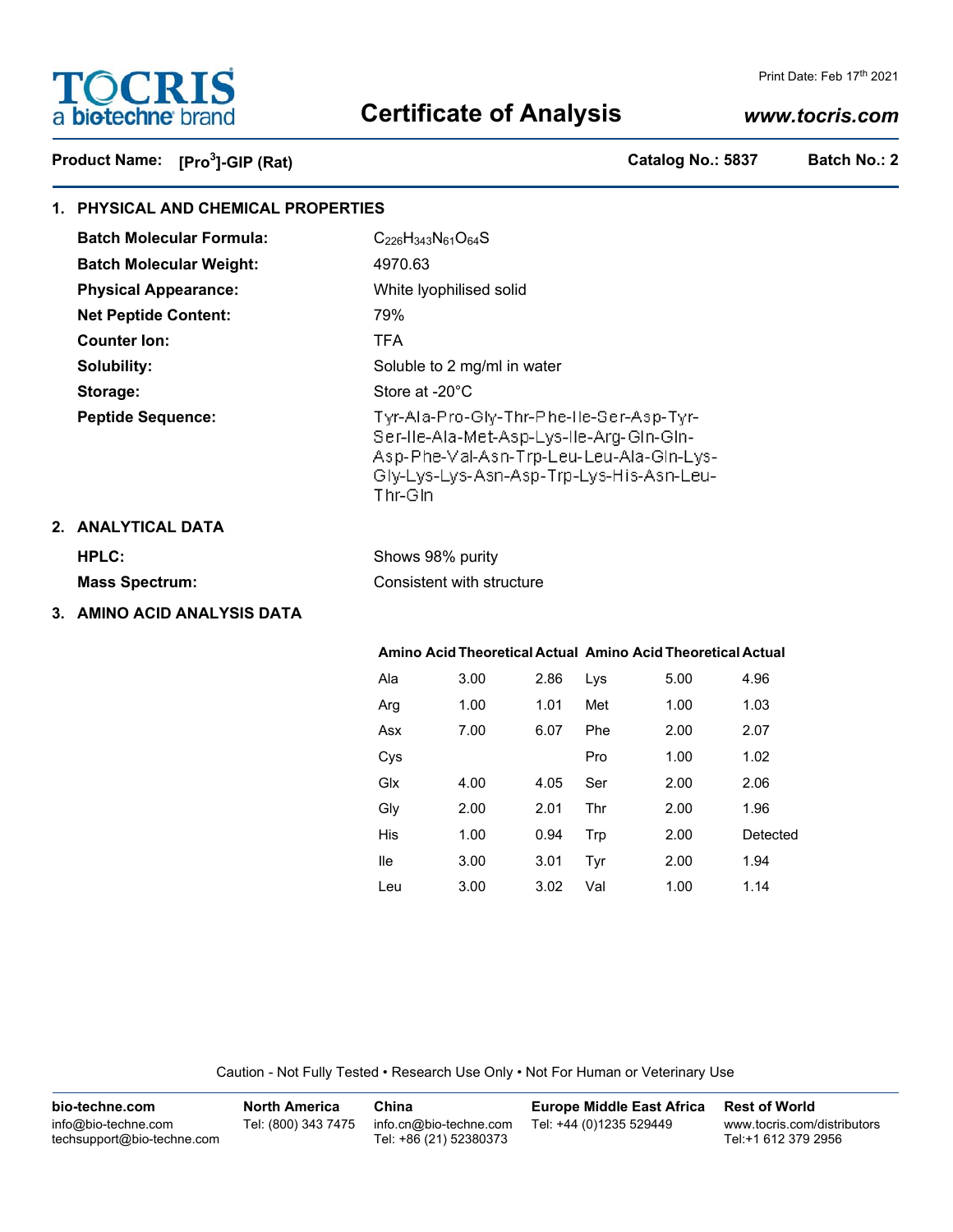# TOCRIS
a bio-techne brand

Print Date: Feb 17th 2021

# Certificate of Analysis

*www.tocris.com*

**Product Name:** **[Pro³]-GIP (Rat)** **Catalog No.: 5837** **Batch No.: 2**

## 1. PHYSICAL AND CHEMICAL PROPERTIES

**Batch Molecular Formula:** $C_{226}H_{343}N_{61}O_{64}S$

**Batch Molecular Weight:** 4970.63

**Physical Appearance:** White lyophilised solid

**Net Peptide Content:** 79%

**Counter Ion:** TFA

**Solubility:** Soluble to 2 mg/ml in water

**Storage:** Store at -20°C

**Peptide Sequence:** Tyr-Ala-Pro-Gly-Thr-Phe-Ile-Ser-Asp-Tyr-Ser-Ile-Ala-Met-Asp-Lys-Ile-Arg-Gln-Gln-Asp-Phe-Val-Asn-Trp-Leu-Leu-Ala-Gln-Lys-Gly-Lys-Lys-Asn-Asp-Trp-Lys-His-Asn-Leu-Thr-Gln

## 2. ANALYTICAL DATA

**HPLC:** Shows 98% purity

**Mass Spectrum:** Consistent with structure

## 3. AMINO ACID ANALYSIS DATA

| Amino Acid | Theoretical | Actual | Amino Acid | Theoretical | Actual |
|---|---|---|---|---|---|
| Ala | 3.00 | 2.86 | Lys | 5.00 | 4.96 |
| Arg | 1.00 | 1.01 | Met | 1.00 | 1.03 |
| Asx | 7.00 | 6.07 | Phe | 2.00 | 2.07 |
| Cys | | | Pro | 1.00 | 1.02 |
| Glx | 4.00 | 4.05 | Ser | 2.00 | 2.06 |
| Gly | 2.00 | 2.01 | Thr | 2.00 | 1.96 |
| His | 1.00 | 0.94 | Trp | 2.00 | Detected |
| Ile | 3.00 | 3.01 | Tyr | 2.00 | 1.94 |
| Leu | 3.00 | 3.02 | Val | 1.00 | 1.14 |

Caution - Not Fully Tested • Research Use Only • Not For Human or Veterinary Use

**bio-techne.com**
info@bio-techne.com
techsupport@bio-techne.com

**North America**
Tel: (800) 343 7475

**China**
info.cn@bio-techne.com
Tel: +86 (21) 52380373

**Europe Middle East Africa**
Tel: +44 (0)1235 529449

**Rest of World**
www.tocris.com/distributors
Tel:+1 612 379 2956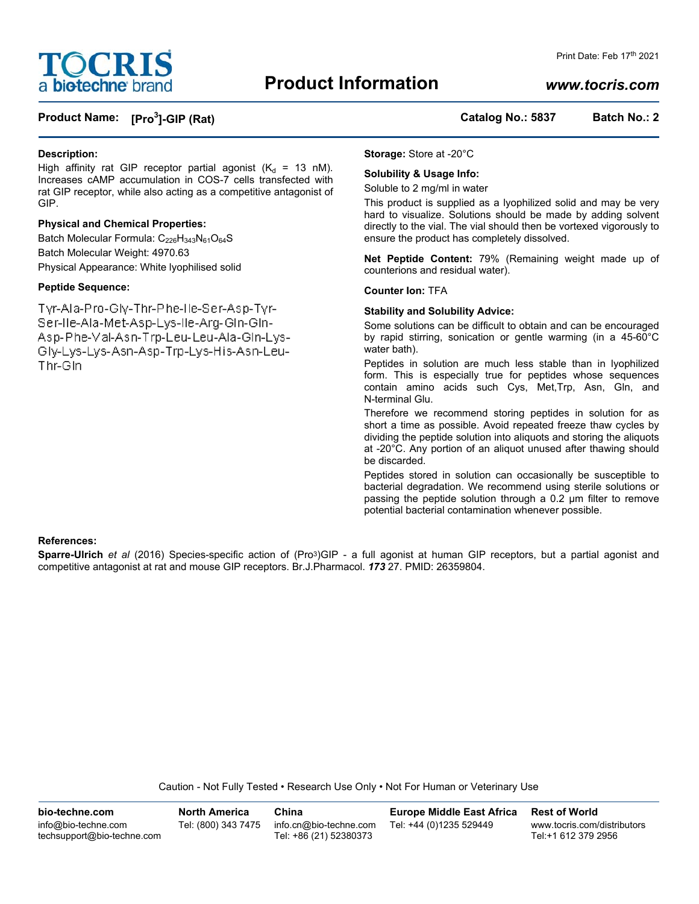# Product Information

**Product Name:** [Pro$^3$]-GIP (Rat) **Catalog No.: 5837** **Batch No.: 2**

Print Date: Feb 17th 2021

www.tocris.com

### Description:

High affinity rat GIP receptor partial agonist ($K_d$ = 13 nM). Increases cAMP accumulation in COS-7 cells transfected with rat GIP receptor, while also acting as a competitive antagonist of GIP.

### Physical and Chemical Properties:

Batch Molecular Formula: $C_{226}H_{343}N_{61}O_{64}S$

Batch Molecular Weight: 4970.63

Physical Appearance: White lyophilised solid

### Peptide Sequence:

Tyr-Ala-Pro-Gly-Thr-Phe-Ile-Ser-Asp-Tyr-Ser-Ile-Ala-Met-Asp-Lys-Ile-Arg-Gln-Gln-Asp-Phe-Val-Asn-Trp-Leu-Leu-Ala-Gln-Lys-Gly-Lys-Lys-Asn-Asp-Trp-Lys-His-Asn-Leu-Thr-Gln

**Storage:** Store at -20°C

### Solubility & Usage Info:

Soluble to 2 mg/ml in water

This product is supplied as a lyophilized solid and may be very hard to visualize. Solutions should be made by adding solvent directly to the vial. The vial should then be vortexed vigorously to ensure the product has completely dissolved.

**Net Peptide Content:** 79% (Remaining weight made up of counterions and residual water).

**Counter Ion:** TFA

### Stability and Solubility Advice:

Some solutions can be difficult to obtain and can be encouraged by rapid stirring, sonication or gentle warming (in a 45-60°C water bath).

Peptides in solution are much less stable than in lyophilized form. This is especially true for peptides whose sequences contain amino acids such Cys, Met,Trp, Asn, Gln, and N-terminal Glu.

Therefore we recommend storing peptides in solution for as short a time as possible. Avoid repeated freeze thaw cycles by dividing the peptide solution into aliquots and storing the aliquots at -20°C. Any portion of an aliquot unused after thawing should be discarded.

Peptides stored in solution can occasionally be susceptible to bacterial degradation. We recommend using sterile solutions or passing the peptide solution through a 0.2 µm filter to remove potential bacterial contamination whenever possible.

### References:

**Sparre-Ulrich** *et al* (2016) Species-specific action of (Pro3)GIP - a full agonist at human GIP receptors, but a partial agonist and competitive antagonist at rat and mouse GIP receptors. Br.J.Pharmacol. ***173*** 27. PMID: 26359804.

Caution - Not Fully Tested • Research Use Only • Not For Human or Veterinary Use

**bio-techne.com**
info@bio-techne.com
techsupport@bio-techne.com

**North America**
Tel: (800) 343 7475

**China**
info.cn@bio-techne.com
Tel: +86 (21) 52380373

**Europe Middle East Africa**
Tel: +44 (0)1235 529449

**Rest of World**
www.tocris.com/distributors
Tel:+1 612 379 2956